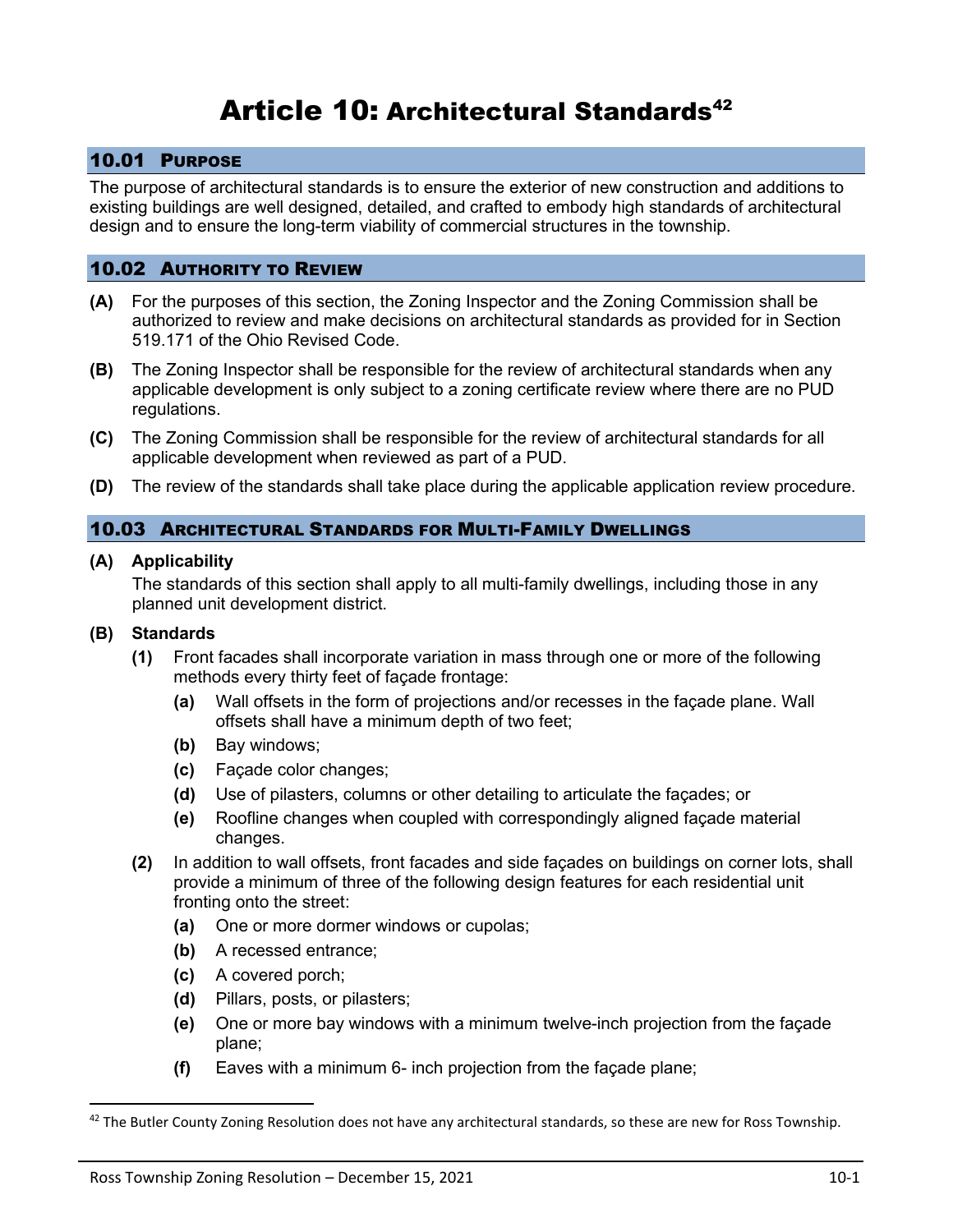# Article 10: Architectural Standards[42]

## 10.01 Purpose

The purpose of architectural standards is to ensure the exterior of new construction and additions to existing buildings are well designed, detailed, and crafted to embody high standards of architectural design and to ensure the long-term viability of commercial structures in the township.

## 10.02 Authority to Review

**(A)** For the purposes of this section, the Zoning Inspector and the Zoning Commission shall be authorized to review and make decisions on architectural standards as provided for in Section 519.171 of the Ohio Revised Code.

**(B)** The Zoning Inspector shall be responsible for the review of architectural standards when any applicable development is only subject to a zoning certificate review where there are no PUD regulations.

**(C)** The Zoning Commission shall be responsible for the review of architectural standards for all applicable development when reviewed as part of a PUD.

**(D)** The review of the standards shall take place during the applicable application review procedure.

## 10.03 Architectural Standards for Multi-Family Dwellings

**(A) Applicability**

The standards of this section shall apply to all multi-family dwellings, including those in any planned unit development district.

**(B) Standards**

- **(1)** Front facades shall incorporate variation in mass through one or more of the following methods every thirty feet of façade frontage:
  - **(a)** Wall offsets in the form of projections and/or recesses in the façade plane. Wall offsets shall have a minimum depth of two feet;
  - **(b)** Bay windows;
  - **(c)** Façade color changes;
  - **(d)** Use of pilasters, columns or other detailing to articulate the façades; or
  - **(e)** Roofline changes when coupled with correspondingly aligned façade material changes.
- **(2)** In addition to wall offsets, front facades and side façades on buildings on corner lots, shall provide a minimum of three of the following design features for each residential unit fronting onto the street:
  - **(a)** One or more dormer windows or cupolas;
  - **(b)** A recessed entrance;
  - **(c)** A covered porch;
  - **(d)** Pillars, posts, or pilasters;
  - **(e)** One or more bay windows with a minimum twelve-inch projection from the façade plane;
  - **(f)** Eaves with a minimum 6- inch projection from the façade plane;

[42] The Butler County Zoning Resolution does not have any architectural standards, so these are new for Ross Township.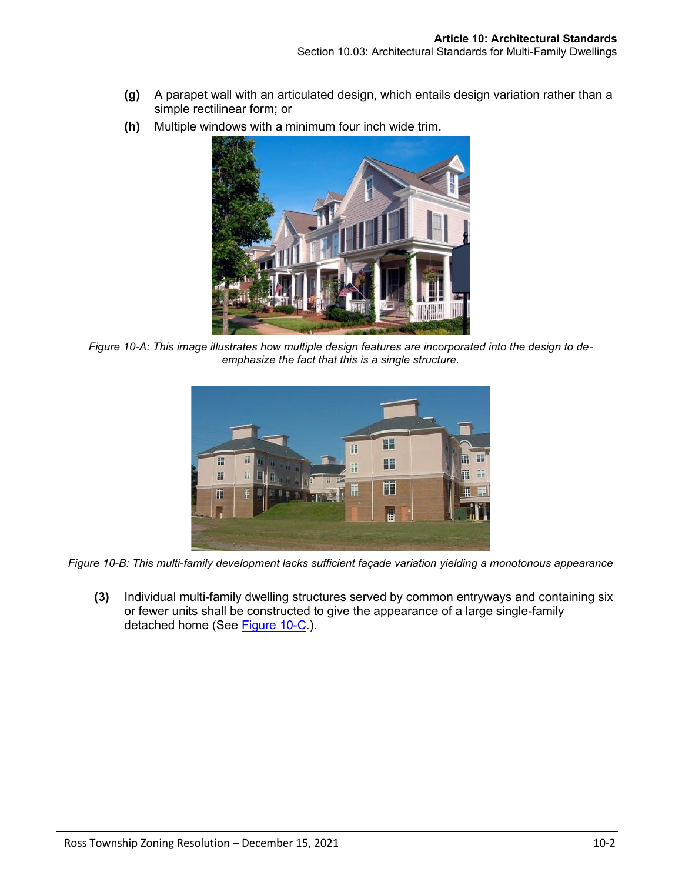**(g)** A parapet wall with an articulated design, which entails design variation rather than a simple rectilinear form; or

**(h)** Multiple windows with a minimum four inch wide trim.

*Figure 10-A: This image illustrates how multiple design features are incorporated into the design to de-emphasize the fact that this is a single structure.*

*Figure 10-B: This multi-family development lacks sufficient façade variation yielding a monotonous appearance*

**(3)** Individual multi-family dwelling structures served by common entryways and containing six or fewer units shall be constructed to give the appearance of a large single-family detached home (See Figure 10-C.).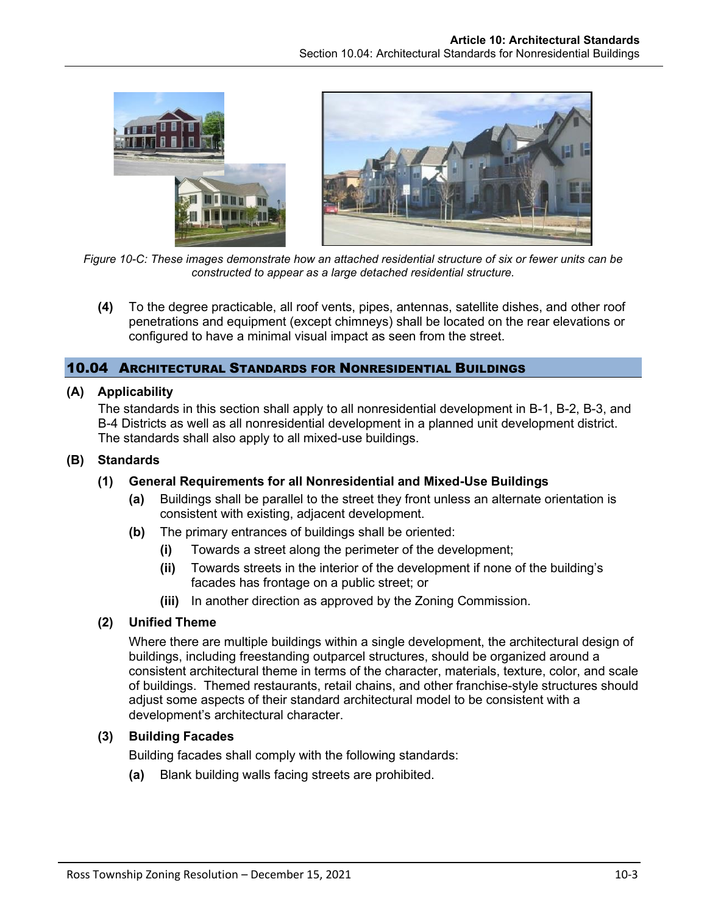*Figure 10-C: These images demonstrate how an attached residential structure of six or fewer units can be constructed to appear as a large detached residential structure.*

**(4)** To the degree practicable, all roof vents, pipes, antennas, satellite dishes, and other roof penetrations and equipment (except chimneys) shall be located on the rear elevations or configured to have a minimal visual impact as seen from the street.

## 10.04 Architectural Standards for Nonresidential Buildings

### (A) Applicability

The standards in this section shall apply to all nonresidential development in B-1, B-2, B-3, and B-4 Districts as well as all nonresidential development in a planned unit development district. The standards shall also apply to all mixed-use buildings.

### (B) Standards

#### (1) General Requirements for all Nonresidential and Mixed-Use Buildings

**(a)** Buildings shall be parallel to the street they front unless an alternate orientation is consistent with existing, adjacent development.

**(b)** The primary entrances of buildings shall be oriented:

- **(i)** Towards a street along the perimeter of the development;
- **(ii)** Towards streets in the interior of the development if none of the building's facades has frontage on a public street; or
- **(iii)** In another direction as approved by the Zoning Commission.

#### (2) Unified Theme

Where there are multiple buildings within a single development, the architectural design of buildings, including freestanding outparcel structures, should be organized around a consistent architectural theme in terms of the character, materials, texture, color, and scale of buildings. Themed restaurants, retail chains, and other franchise-style structures should adjust some aspects of their standard architectural model to be consistent with a development's architectural character.

#### (3) Building Facades

Building facades shall comply with the following standards:

**(a)** Blank building walls facing streets are prohibited.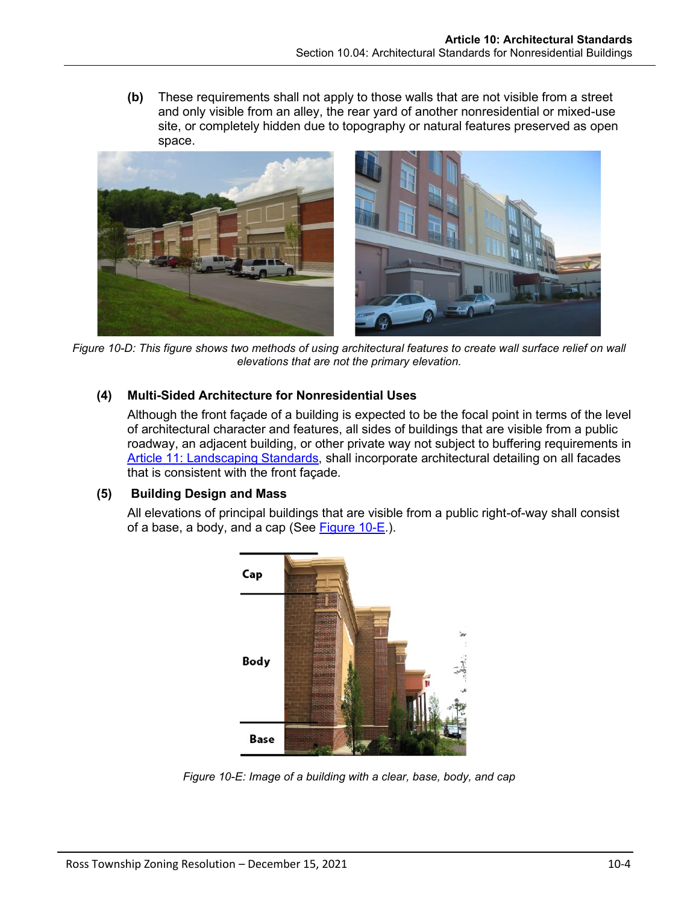**(b)** These requirements shall not apply to those walls that are not visible from a street and only visible from an alley, the rear yard of another nonresidential or mixed-use site, or completely hidden due to topography or natural features preserved as open space.

*Figure 10-D: This figure shows two methods of using architectural features to create wall surface relief on wall elevations that are not the primary elevation.*

### (4) Multi-Sided Architecture for Nonresidential Uses

Although the front façade of a building is expected to be the focal point in terms of the level of architectural character and features, all sides of buildings that are visible from a public roadway, an adjacent building, or other private way not subject to buffering requirements in Article 11: Landscaping Standards, shall incorporate architectural detailing on all facades that is consistent with the front façade.

### (5) Building Design and Mass

All elevations of principal buildings that are visible from a public right-of-way shall consist of a base, a body, and a cap (See Figure 10-E.).

*Figure 10-E: Image of a building with a clear, base, body, and cap*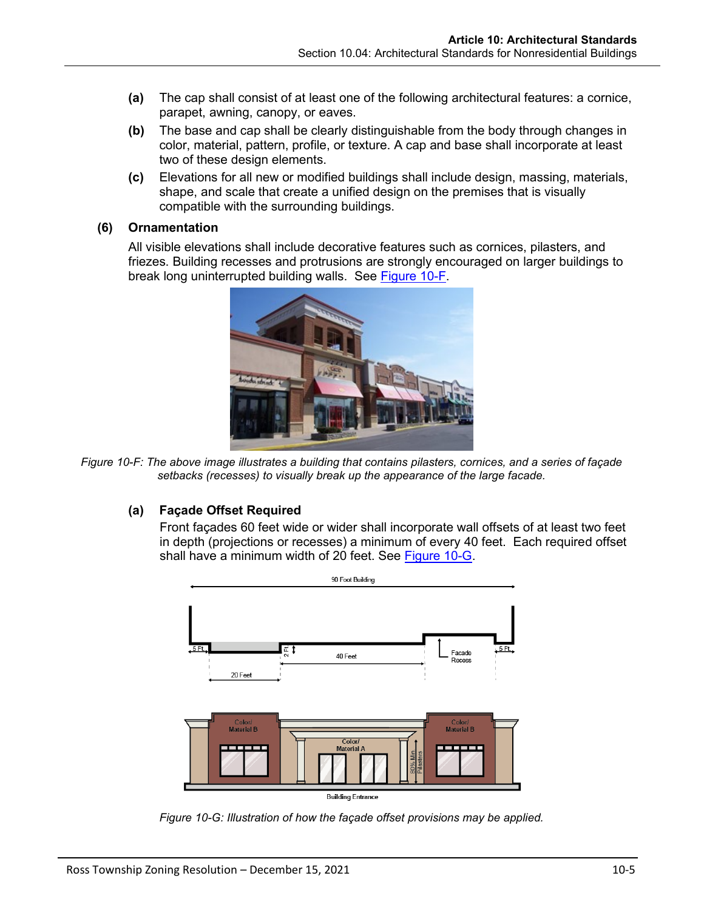**(a)** The cap shall consist of at least one of the following architectural features: a cornice, parapet, awning, canopy, or eaves.

**(b)** The base and cap shall be clearly distinguishable from the body through changes in color, material, pattern, profile, or texture. A cap and base shall incorporate at least two of these design elements.

**(c)** Elevations for all new or modified buildings shall include design, massing, materials, shape, and scale that create a unified design on the premises that is visually compatible with the surrounding buildings.

### (6) Ornamentation

All visible elevations shall include decorative features such as cornices, pilasters, and friezes. Building recesses and protrusions are strongly encouraged on larger buildings to break long uninterrupted building walls. See Figure 10-F.

*Figure 10-F: The above image illustrates a building that contains pilasters, cornices, and a series of façade setbacks (recesses) to visually break up the appearance of the large facade.*

#### (a) Façade Offset Required

Front façades 60 feet wide or wider shall incorporate wall offsets of at least two feet in depth (projections or recesses) a minimum of every 40 feet. Each required offset shall have a minimum width of 20 feet. See Figure 10-G.

*Figure 10-G: Illustration of how the façade offset provisions may be applied.*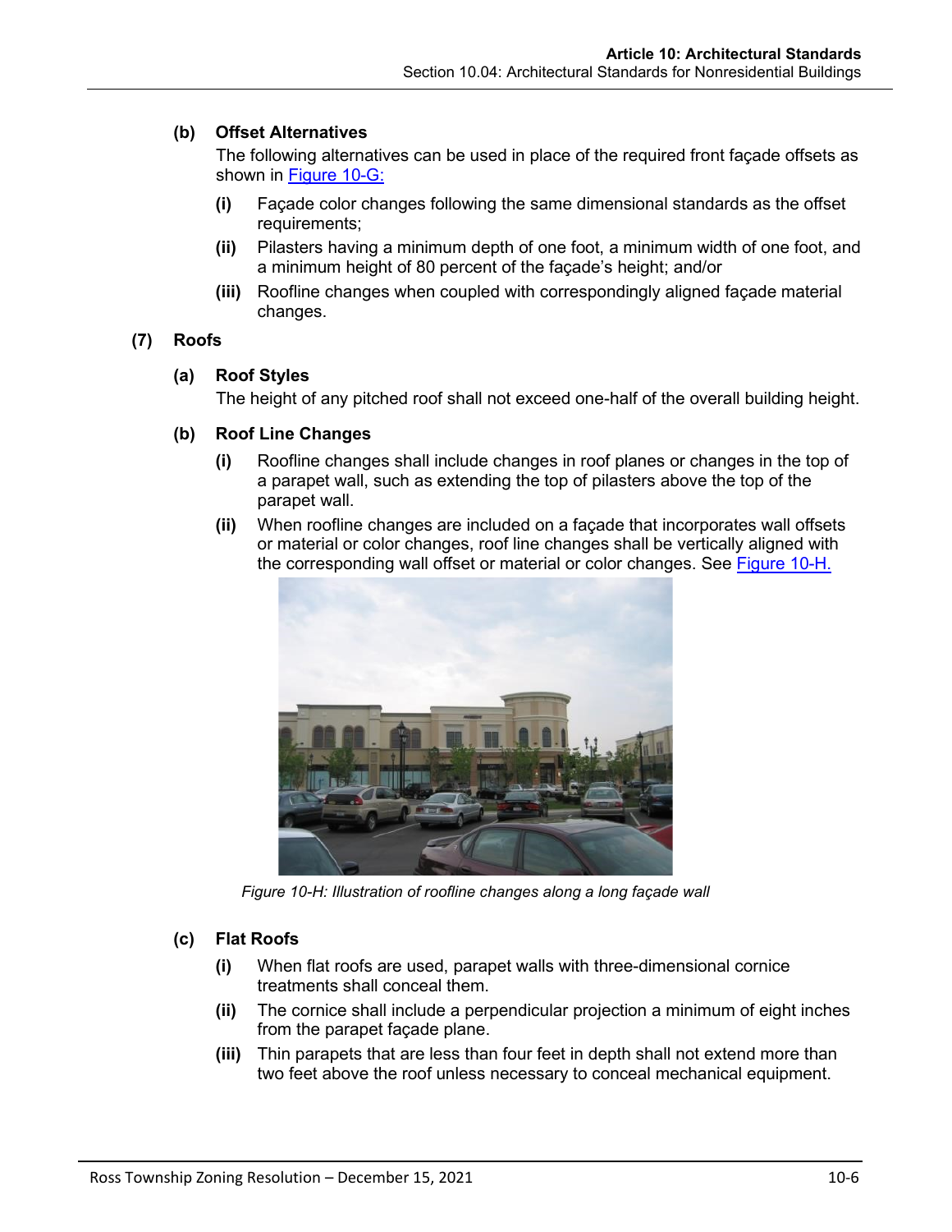#### (b) Offset Alternatives

The following alternatives can be used in place of the required front façade offsets as shown in Figure 10-G:

- **(i)** Façade color changes following the same dimensional standards as the offset requirements;
- **(ii)** Pilasters having a minimum depth of one foot, a minimum width of one foot, and a minimum height of 80 percent of the façade's height; and/or
- **(iii)** Roofline changes when coupled with correspondingly aligned façade material changes.

### (7) Roofs

#### (a) Roof Styles

The height of any pitched roof shall not exceed one-half of the overall building height.

#### (b) Roof Line Changes

- **(i)** Roofline changes shall include changes in roof planes or changes in the top of a parapet wall, such as extending the top of pilasters above the top of the parapet wall.
- **(ii)** When roofline changes are included on a façade that incorporates wall offsets or material or color changes, roof line changes shall be vertically aligned with the corresponding wall offset or material or color changes. See Figure 10-H.

*Figure 10-H: Illustration of roofline changes along a long façade wall*

#### (c) Flat Roofs

- **(i)** When flat roofs are used, parapet walls with three-dimensional cornice treatments shall conceal them.
- **(ii)** The cornice shall include a perpendicular projection a minimum of eight inches from the parapet façade plane.
- **(iii)** Thin parapets that are less than four feet in depth shall not extend more than two feet above the roof unless necessary to conceal mechanical equipment.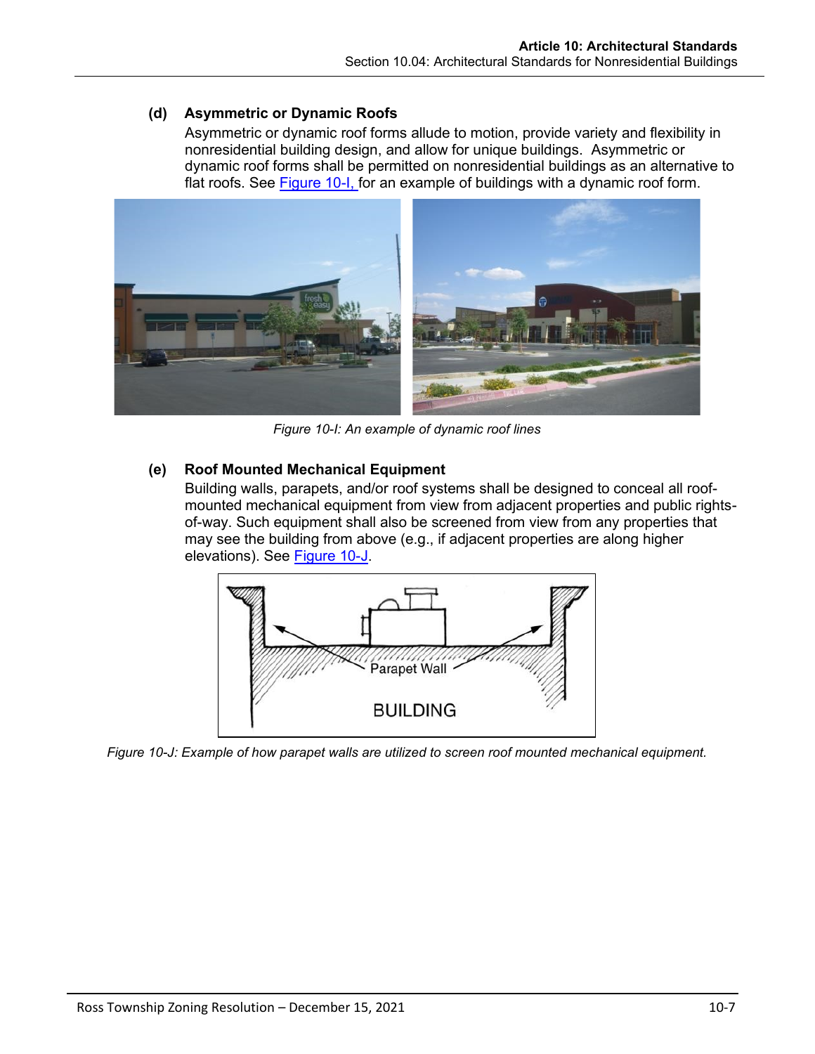#### (d) Asymmetric or Dynamic Roofs

Asymmetric or dynamic roof forms allude to motion, provide variety and flexibility in nonresidential building design, and allow for unique buildings. Asymmetric or dynamic roof forms shall be permitted on nonresidential buildings as an alternative to flat roofs. See Figure 10-I, for an example of buildings with a dynamic roof form.

*Figure 10-I: An example of dynamic roof lines*

#### (e) Roof Mounted Mechanical Equipment

Building walls, parapets, and/or roof systems shall be designed to conceal all roof-mounted mechanical equipment from view from adjacent properties and public rights-of-way. Such equipment shall also be screened from view from any properties that may see the building from above (e.g., if adjacent properties are along higher elevations). See Figure 10-J.

Parapet Wall

BUILDING

*Figure 10-J: Example of how parapet walls are utilized to screen roof mounted mechanical equipment.*